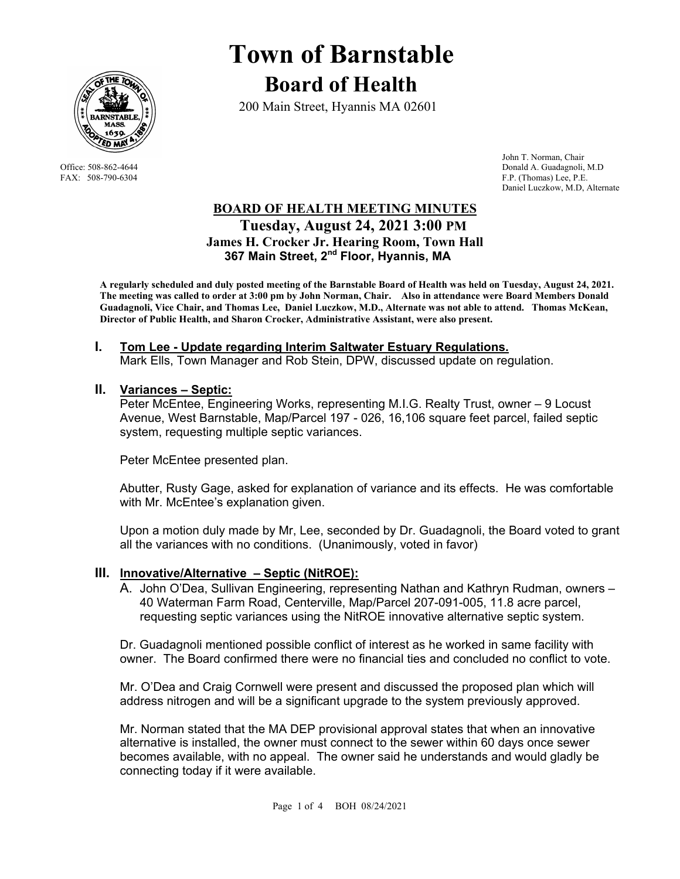# Town of Barnstable

## Board of Health

200 Main Street, Hyannis MA 02601

Office: 508-862-4644
FAX: 508-790-6304

John T. Norman, Chair
Donald A. Guadagnoli, M.D
F.P. (Thomas) Lee, P.E.
Daniel Luczkow, M.D, Alternate

## BOARD OF HEALTH MEETING MINUTES

### Tuesday, August 24, 2021 3:00 PM

### James H. Crocker Jr. Hearing Room, Town Hall

### 367 Main Street, 2nd Floor, Hyannis, MA

**A regularly scheduled and duly posted meeting of the Barnstable Board of Health was held on Tuesday, August 24, 2021. The meeting was called to order at 3:00 pm by John Norman, Chair. Also in attendance were Board Members Donald Guadagnoli, Vice Chair, and Thomas Lee, Daniel Luczkow, M.D., Alternate was not able to attend. Thomas McKean, Director of Public Health, and Sharon Crocker, Administrative Assistant, were also present.**

## I. Tom Lee - Update regarding Interim Saltwater Estuary Regulations.

Mark Ells, Town Manager and Rob Stein, DPW, discussed update on regulation.

## II. Variances – Septic:

Peter McEntee, Engineering Works, representing M.I.G. Realty Trust, owner – 9 Locust Avenue, West Barnstable, Map/Parcel 197 - 026, 16,106 square feet parcel, failed septic system, requesting multiple septic variances.

Peter McEntee presented plan.

Abutter, Rusty Gage, asked for explanation of variance and its effects. He was comfortable with Mr. McEntee's explanation given.

Upon a motion duly made by Mr, Lee, seconded by Dr. Guadagnoli, the Board voted to grant all the variances with no conditions. (Unanimously, voted in favor)

## III. Innovative/Alternative – Septic (NitROE):

A. John O'Dea, Sullivan Engineering, representing Nathan and Kathryn Rudman, owners – 40 Waterman Farm Road, Centerville, Map/Parcel 207-091-005, 11.8 acre parcel, requesting septic variances using the NitROE innovative alternative septic system.

Dr. Guadagnoli mentioned possible conflict of interest as he worked in same facility with owner. The Board confirmed there were no financial ties and concluded no conflict to vote.

Mr. O'Dea and Craig Cornwell were present and discussed the proposed plan which will address nitrogen and will be a significant upgrade to the system previously approved.

Mr. Norman stated that the MA DEP provisional approval states that when an innovative alternative is installed, the owner must connect to the sewer within 60 days once sewer becomes available, with no appeal. The owner said he understands and would gladly be connecting today if it were available.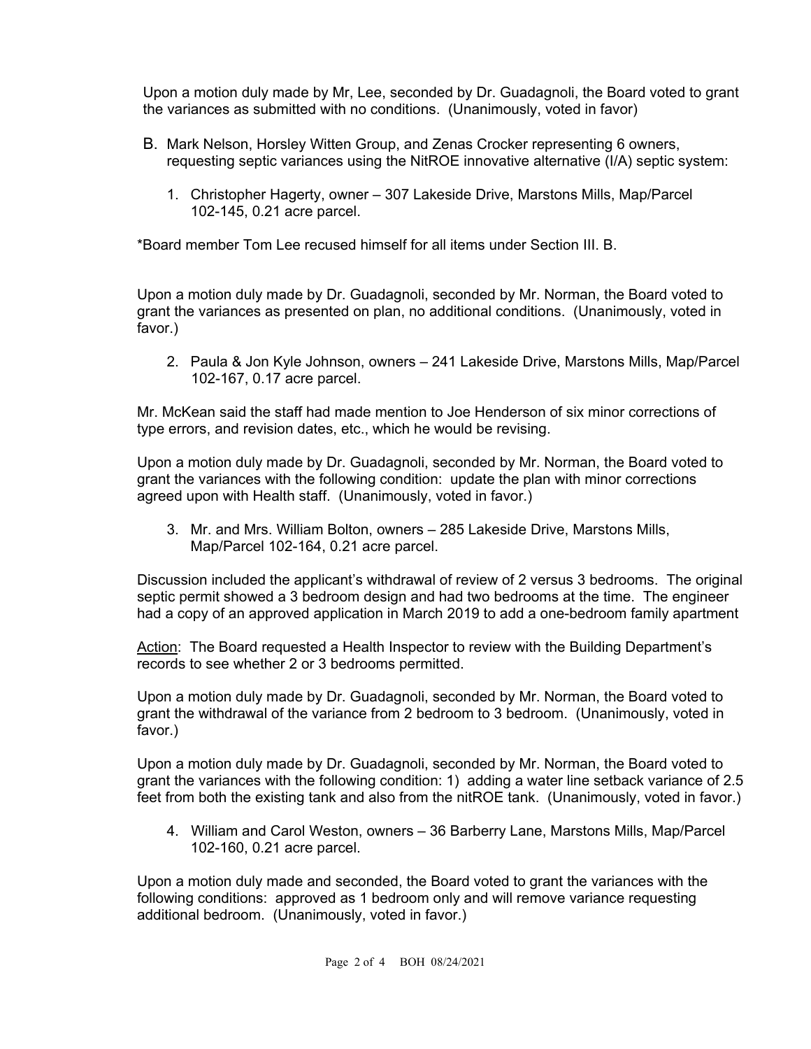Upon a motion duly made by Mr, Lee, seconded by Dr. Guadagnoli, the Board voted to grant the variances as submitted with no conditions. (Unanimously, voted in favor)

B. Mark Nelson, Horsley Witten Group, and Zenas Crocker representing 6 owners, requesting septic variances using the NitROE innovative alternative (I/A) septic system:

1. Christopher Hagerty, owner – 307 Lakeside Drive, Marstons Mills, Map/Parcel 102-145, 0.21 acre parcel.

*Board member Tom Lee recused himself for all items under Section III. B.

Upon a motion duly made by Dr. Guadagnoli, seconded by Mr. Norman, the Board voted to grant the variances as presented on plan, no additional conditions. (Unanimously, voted in favor.)

2. Paula & Jon Kyle Johnson, owners – 241 Lakeside Drive, Marstons Mills, Map/Parcel 102-167, 0.17 acre parcel.

Mr. McKean said the staff had made mention to Joe Henderson of six minor corrections of type errors, and revision dates, etc., which he would be revising.

Upon a motion duly made by Dr. Guadagnoli, seconded by Mr. Norman, the Board voted to grant the variances with the following condition: update the plan with minor corrections agreed upon with Health staff. (Unanimously, voted in favor.)

3. Mr. and Mrs. William Bolton, owners – 285 Lakeside Drive, Marstons Mills, Map/Parcel 102-164, 0.21 acre parcel.

Discussion included the applicant's withdrawal of review of 2 versus 3 bedrooms. The original septic permit showed a 3 bedroom design and had two bedrooms at the time. The engineer had a copy of an approved application in March 2019 to add a one-bedroom family apartment

Action: The Board requested a Health Inspector to review with the Building Department's records to see whether 2 or 3 bedrooms permitted.

Upon a motion duly made by Dr. Guadagnoli, seconded by Mr. Norman, the Board voted to grant the withdrawal of the variance from 2 bedroom to 3 bedroom. (Unanimously, voted in favor.)

Upon a motion duly made by Dr. Guadagnoli, seconded by Mr. Norman, the Board voted to grant the variances with the following condition: 1) adding a water line setback variance of 2.5 feet from both the existing tank and also from the nitROE tank. (Unanimously, voted in favor.)

4. William and Carol Weston, owners – 36 Barberry Lane, Marstons Mills, Map/Parcel 102-160, 0.21 acre parcel.

Upon a motion duly made and seconded, the Board voted to grant the variances with the following conditions: approved as 1 bedroom only and will remove variance requesting additional bedroom. (Unanimously, voted in favor.)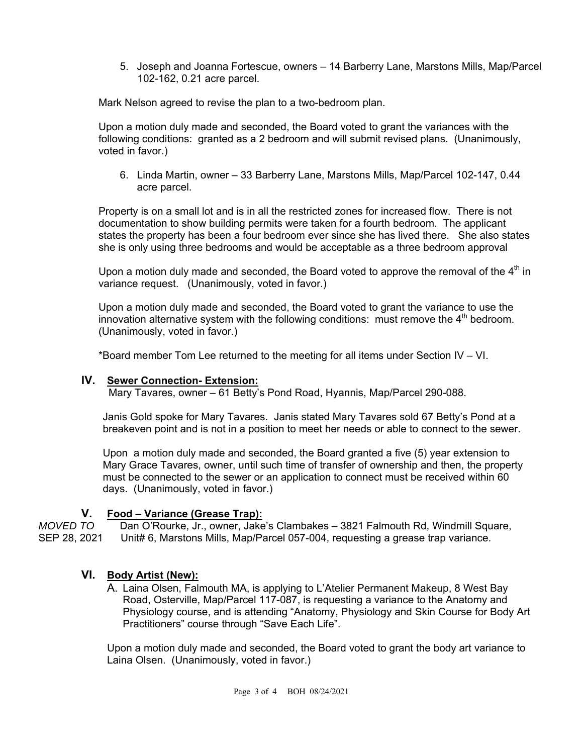5. Joseph and Joanna Fortescue, owners – 14 Barberry Lane, Marstons Mills, Map/Parcel 102-162, 0.21 acre parcel.

Mark Nelson agreed to revise the plan to a two-bedroom plan.

Upon a motion duly made and seconded, the Board voted to grant the variances with the following conditions: granted as a 2 bedroom and will submit revised plans. (Unanimously, voted in favor.)

6. Linda Martin, owner – 33 Barberry Lane, Marstons Mills, Map/Parcel 102-147, 0.44 acre parcel.

Property is on a small lot and is in all the restricted zones for increased flow. There is not documentation to show building permits were taken for a fourth bedroom. The applicant states the property has been a four bedroom ever since she has lived there. She also states she is only using three bedrooms and would be acceptable as a three bedroom approval

Upon a motion duly made and seconded, the Board voted to approve the removal of the 4th in variance request. (Unanimously, voted in favor.)

Upon a motion duly made and seconded, the Board voted to grant the variance to use the innovation alternative system with the following conditions: must remove the 4th bedroom. (Unanimously, voted in favor.)

*Board member Tom Lee returned to the meeting for all items under Section IV – VI.

## IV. Sewer Connection- Extension:

Mary Tavares, owner – 61 Betty's Pond Road, Hyannis, Map/Parcel 290-088.

Janis Gold spoke for Mary Tavares. Janis stated Mary Tavares sold 67 Betty's Pond at a breakeven point and is not in a position to meet her needs or able to connect to the sewer.

Upon a motion duly made and seconded, the Board granted a five (5) year extension to Mary Grace Tavares, owner, until such time of transfer of ownership and then, the property must be connected to the sewer or an application to connect must be received within 60 days. (Unanimously, voted in favor.)

## V. Food – Variance (Grease Trap):

*MOVED TO SEP 28, 2021* Dan O'Rourke, Jr., owner, Jake's Clambakes – 3821 Falmouth Rd, Windmill Square, Unit# 6, Marstons Mills, Map/Parcel 057-004, requesting a grease trap variance.

## VI. Body Artist (New):

A. Laina Olsen, Falmouth MA, is applying to L'Atelier Permanent Makeup, 8 West Bay Road, Osterville, Map/Parcel 117-087, is requesting a variance to the Anatomy and Physiology course, and is attending "Anatomy, Physiology and Skin Course for Body Art Practitioners" course through "Save Each Life".

Upon a motion duly made and seconded, the Board voted to grant the body art variance to Laina Olsen. (Unanimously, voted in favor.)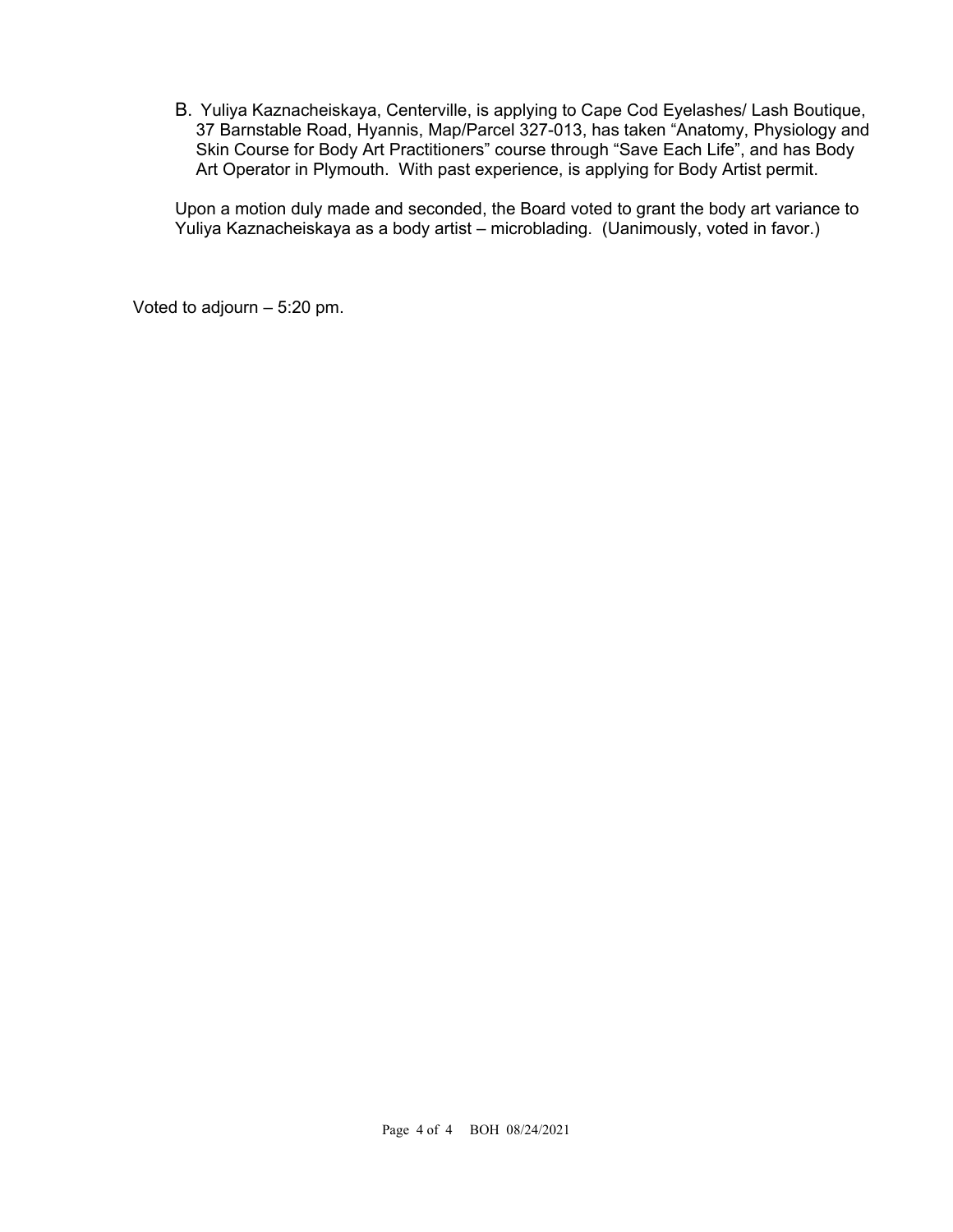B. Yuliya Kaznacheiskaya, Centerville, is applying to Cape Cod Eyelashes/ Lash Boutique, 37 Barnstable Road, Hyannis, Map/Parcel 327-013, has taken "Anatomy, Physiology and Skin Course for Body Art Practitioners" course through "Save Each Life", and has Body Art Operator in Plymouth. With past experience, is applying for Body Artist permit.

Upon a motion duly made and seconded, the Board voted to grant the body art variance to Yuliya Kaznacheiskaya as a body artist – microblading. (Uanimously, voted in favor.)

Voted to adjourn – 5:20 pm.